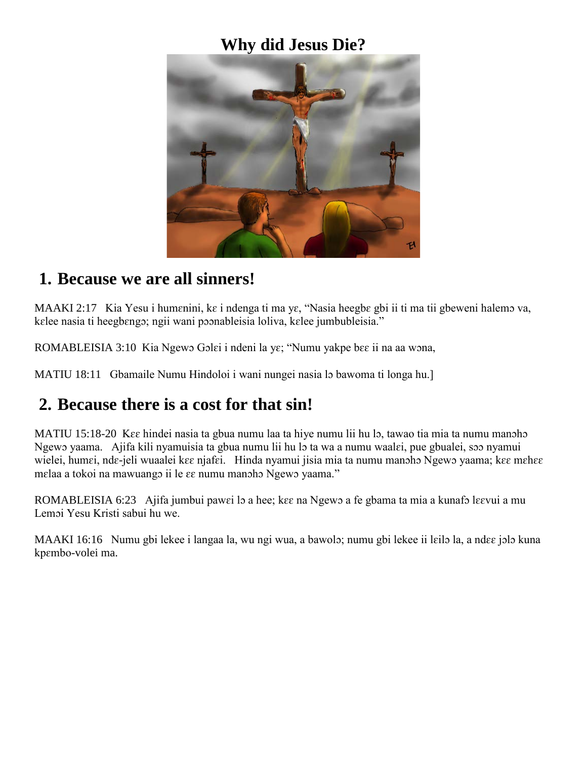# Why did Jesus Die?

## 1. Because we are all sinners!

MAAKI 2:17   Kia Yesu i humɛnini, kɛ i ndenga ti ma yɛ, "Nasia heegbɛ gbi ii ti ma tii gbeweni halemɔ va, kɛlee nasia ti heegbɛngɔ; ngii wani pɔɔnableisia loliva, kɛlee jumbubleisia."

ROMABLEISIA 3:10  Kia Ngewɔ Gɔlɛi i ndeni la yɛ; "Numu yakpe bɛɛ ii na aa wɔna,

MATIU 18:11   Gbamaile Numu Hindoloi i wani nungei nasia lɔ bawoma ti longa hu.]

## 2. Because there is a cost for that sin!

MATIU 15:18-20  Kɛɛ hindei nasia ta gbua numu laa ta hiye numu lii hu lɔ, tawao tia mia ta numu manɔhɔ Ngewɔ yaama.   Ajifa kili nyamuisia ta gbua numu lii hu lɔ ta wa a numu waalɛi, pue gbualei, sɔɔ nyamui wielei, humɛi, ndɛ-jeli wuaalei kɛɛ njafɛi.   Hinda nyamui jisia mia ta numu manɔhɔ Ngewɔ yaama; kɛɛ mɛhɛɛ mɛlaa a tokoi na mawuangɔ ii le ɛɛ numu manɔhɔ Ngewɔ yaama."

ROMABLEISIA 6:23   Ajifa jumbui pawɛi lɔ a hee; kɛɛ na Ngewɔ a fe gbama ta mia a kunafɔ lɛɛvui a mu Lemɔi Yesu Kristi sabui hu we.

MAAKI 16:16   Numu gbi lekee i langaa la, wu ngi wua, a bawolɔ; numu gbi lekee ii lɛilɔ la, a ndɛɛ jɔlɔ kuna kpɛmbo-volei ma.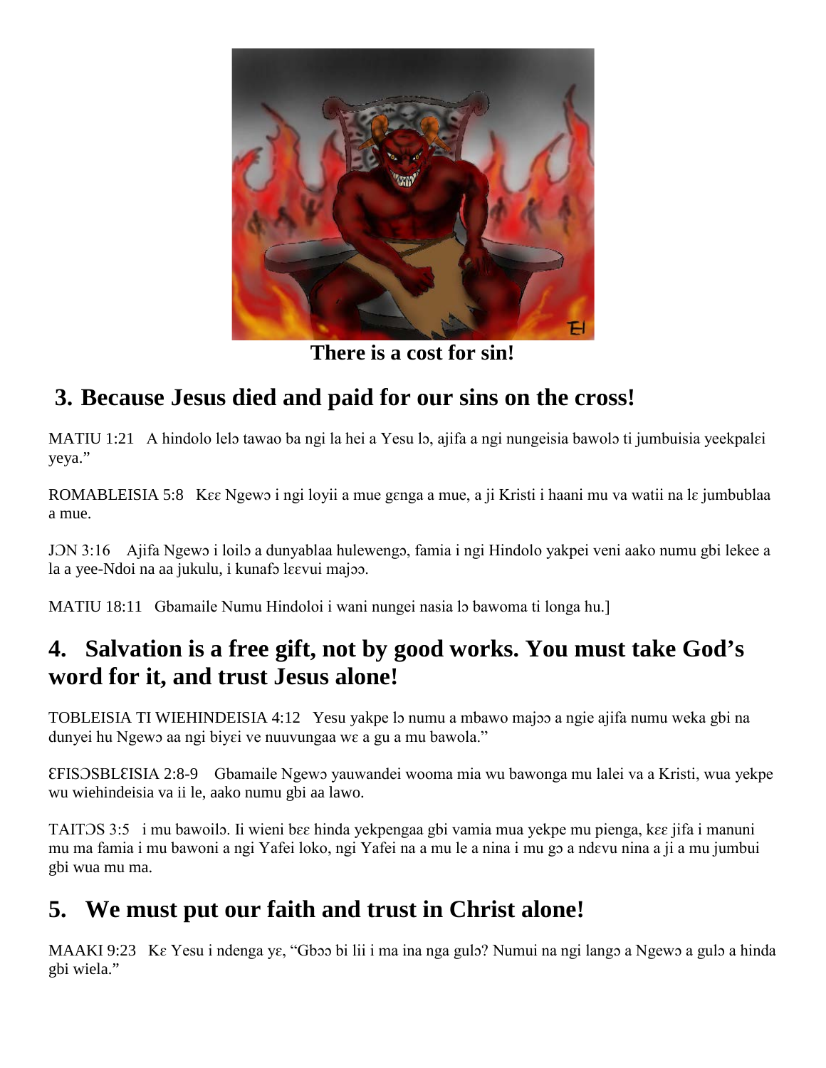There is a cost for sin!

## 3. Because Jesus died and paid for our sins on the cross!

MATIU 1:21   A hindolo lelɔ tawao ba ngi la hei a Yesu lɔ, ajifa a ngi nungeisia bawolɔ ti jumbuisia yeekpalɛi yeya."

ROMABLEISIA 5:8   Kɛɛ Ngewɔ i ngi loyii a mue gɛnga a mue, a ji Kristi i haani mu va watii na lɛ jumbublaa a mue.

JƆN 3:16   Ajifa Ngewɔ i loilɔ a dunyablaa hulewengɔ, famia i ngi Hindolo yakpei veni aako numu gbi lekee a la a yee-Ndoi na aa jukulu, i kunafɔ lɛɛvui majɔɔ.

MATIU 18:11   Gbamaile Numu Hindoloi i wani nungei nasia lɔ bawoma ti longa hu.]

## 4. Salvation is a free gift, not by good works. You must take God's word for it, and trust Jesus alone!

TOBLEISIA TI WIEHINDEISIA 4:12   Yesu yakpe lɔ numu a mbawo majɔɔ a ngie ajifa numu weka gbi na dunyei hu Ngewɔ aa ngi biyɛi ve nuuvungaa wɛ a gu a mu bawola."

ƐFISƆSBLƐISIA 2:8-9   Gbamaile Ngewɔ yauwandei wooma mia wu bawonga mu lalei va a Kristi, wua yekpe wu wiehindeisia va ii le, aako numu gbi aa lawo.

TAITƆS 3:5   i mu bawoilɔ. Ii wieni bɛɛ hinda yekpengaa gbi vamia mua yekpe mu pienga, kɛɛ jifa i manuni mu ma famia i mu bawoni a ngi Yafei loko, ngi Yafei na a mu le a nina i mu gɔ a ndɛvu nina a ji a mu jumbui gbi wua mu ma.

## 5. We must put our faith and trust in Christ alone!

MAAKI 9:23   Kɛ Yesu i ndenga yɛ, "Gbɔɔ bi lii i ma ina nga gulɔ? Numui na ngi langɔ a Ngewɔ a gulɔ a hinda gbi wiela."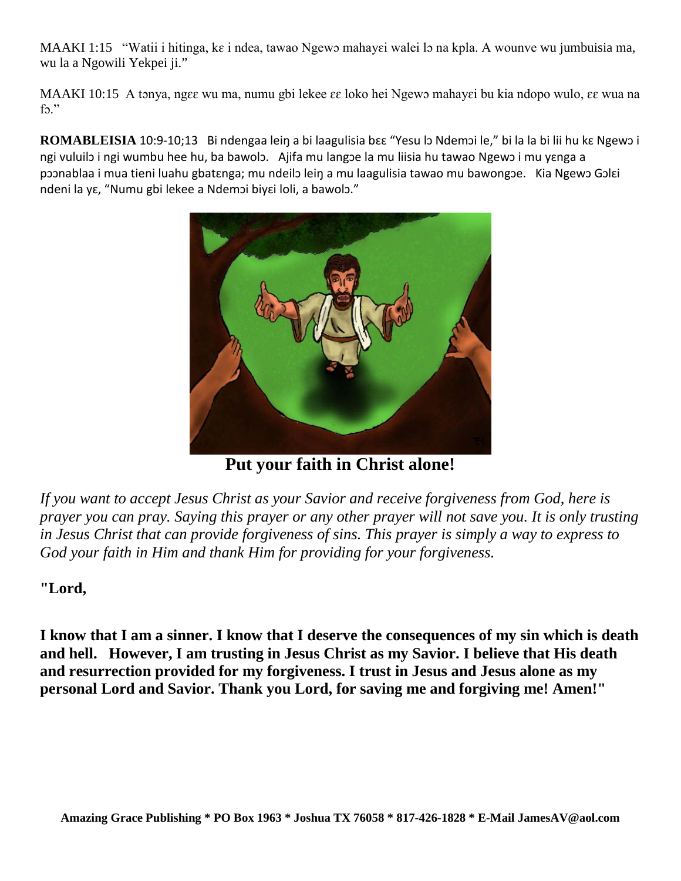MAAKI 1:15 "Watii i hitinga, kɛ i ndea, tawao Ngewɔ mahayɛi walei lɔ na kpla. A wounve wu jumbuisia ma, wu la a Ngowili Yekpei ji."

MAAKI 10:15 A tɔnya, ngɛɛ wu ma, numu gbi lekee ɛɛ loko hei Ngewɔ mahayɛi bu kia ndopo wulo, ɛɛ wua na fɔ."

**ROMABLEISIA** 10:9-10;13 Bi ndengaa leiŋ a bi laagulisia bɛɛ "Yesu lɔ Ndemɔi le," bi la la bi lii hu kɛ Ngewɔ i ngi vuluilɔ i ngi wumbu hee hu, ba bawolɔ. Ajifa mu langɔe la mu liisia hu tawao Ngewɔ i mu yɛnga a pɔɔnablaa i mua tieni luahu gbatɛnga; mu ndeilɔ leiŋ a mu laagulisia tawao mu bawongɔe. Kia Ngewɔ Gɔlɛi ndeni la yɛ, "Numu gbi lekee a Ndemɔi biyɛi loli, a bawolɔ."

**Put your faith in Christ alone!**

*If you want to accept Jesus Christ as your Savior and receive forgiveness from God, here is prayer you can pray. Saying this prayer or any other prayer will not save you. It is only trusting in Jesus Christ that can provide forgiveness of sins. This prayer is simply a way to express to God your faith in Him and thank Him for providing for your forgiveness.*

**"Lord,**

**I know that I am a sinner. I know that I deserve the consequences of my sin which is death and hell. However, I am trusting in Jesus Christ as my Savior. I believe that His death and resurrection provided for my forgiveness. I trust in Jesus and Jesus alone as my personal Lord and Savior. Thank you Lord, for saving me and forgiving me! Amen!"**

**Amazing Grace Publishing * PO Box 1963 * Joshua TX 76058 * 817-426-1828 * E-Mail JamesAV@aol.com**